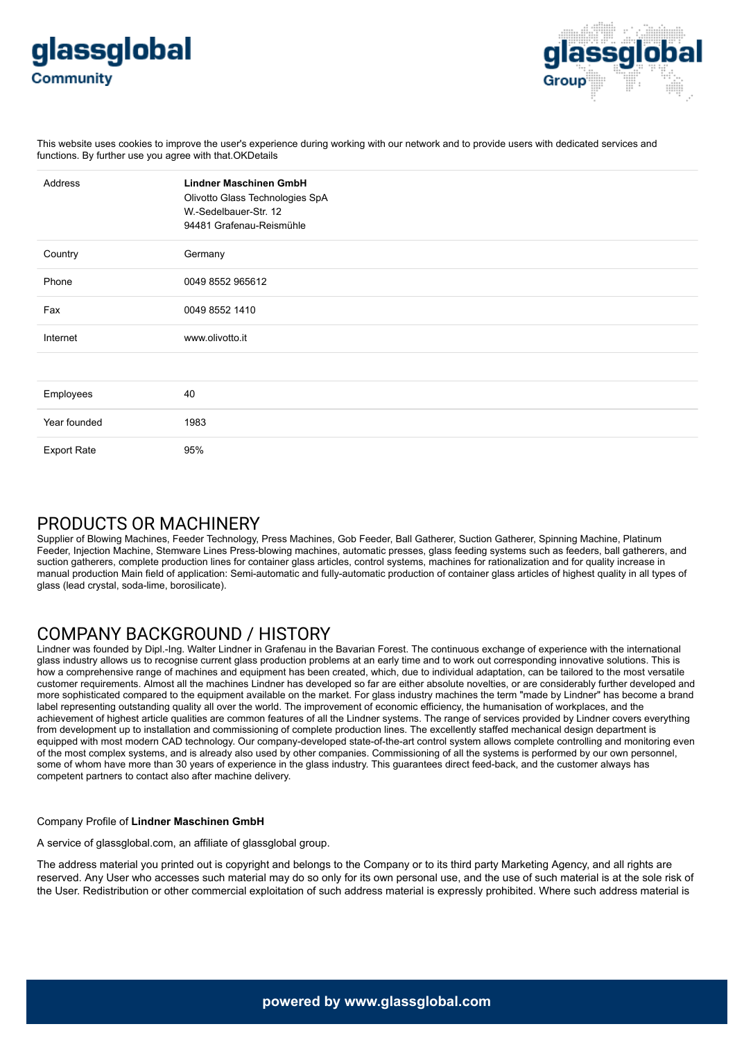This website uses cookies to improve the user's experience during working with our network and to provide users with dedicated services and functions. By further use you agree with that.OKDetails

| Address | **Lindner Maschinen GmbH**<br>Olivotto Glass Technologies SpA<br>W.-Sedelbauer-Str. 12<br>94481 Grafenau-Reismühle |
|---|---|
| Country | Germany |
| Phone | 0049 8552 965612 |
| Fax | 0049 8552 1410 |
| Internet | www.olivotto.it |
| | |
| Employees | 40 |
| Year founded | 1983 |
| Export Rate | 95% |

## PRODUCTS OR MACHINERY

Supplier of Blowing Machines, Feeder Technology, Press Machines, Gob Feeder, Ball Gatherer, Suction Gatherer, Spinning Machine, Platinum Feeder, Injection Machine, Stemware Lines Press-blowing machines, automatic presses, glass feeding systems such as feeders, ball gatherers, and suction gatherers, complete production lines for container glass articles, control systems, machines for rationalization and for quality increase in manual production Main field of application: Semi-automatic and fully-automatic production of container glass articles of highest quality in all types of glass (lead crystal, soda-lime, borosilicate).

## COMPANY BACKGROUND / HISTORY

Lindner was founded by Dipl.-Ing. Walter Lindner in Grafenau in the Bavarian Forest. The continuous exchange of experience with the international glass industry allows us to recognise current glass production problems at an early time and to work out corresponding innovative solutions. This is how a comprehensive range of machines and equipment has been created, which, due to individual adaptation, can be tailored to the most versatile customer requirements. Almost all the machines Lindner has developed so far are either absolute novelties, or are considerably further developed and more sophisticated compared to the equipment available on the market. For glass industry machines the term "made by Lindner" has become a brand label representing outstanding quality all over the world. The improvement of economic efficiency, the humanisation of workplaces, and the achievement of highest article qualities are common features of all the Lindner systems. The range of services provided by Lindner covers everything from development up to installation and commissioning of complete production lines. The excellently staffed mechanical design department is equipped with most modern CAD technology. Our company-developed state-of-the-art control system allows complete controlling and monitoring even of the most complex systems, and is already also used by other companies. Commissioning of all the systems is performed by our own personnel, some of whom have more than 30 years of experience in the glass industry. This guarantees direct feed-back, and the customer always has competent partners to contact also after machine delivery.

Company Profile of **Lindner Maschinen GmbH**

A service of glassglobal.com, an affiliate of glassglobal group.

The address material you printed out is copyright and belongs to the Company or to its third party Marketing Agency, and all rights are reserved. Any User who accesses such material may do so only for its own personal use, and the use of such material is at the sole risk of the User. Redistribution or other commercial exploitation of such address material is expressly prohibited. Where such address material is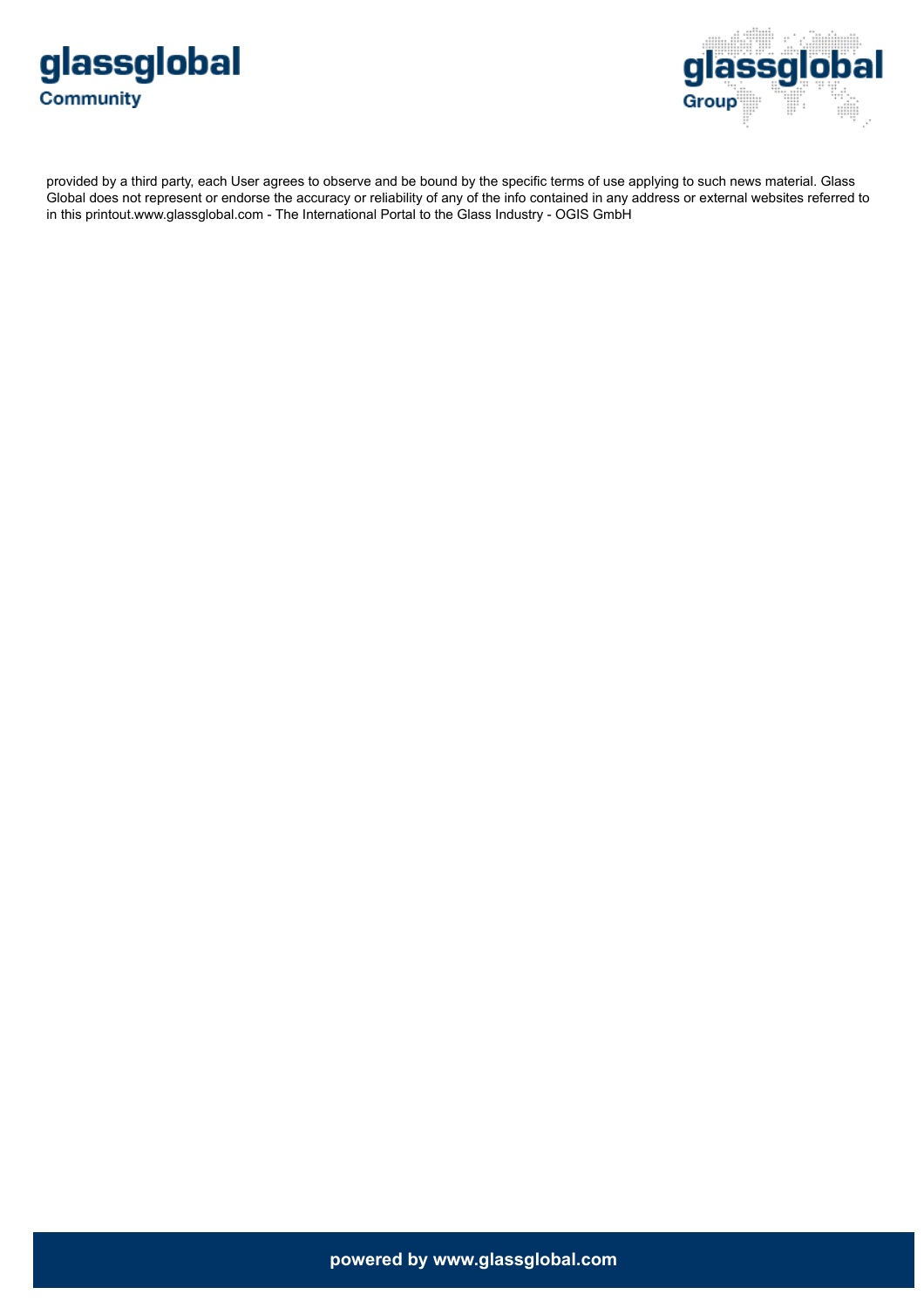provided by a third party, each User agrees to observe and be bound by the specific terms of use applying to such news material. Glass Global does not represent or endorse the accuracy or reliability of any of the info contained in any address or external websites referred to in this printout.www.glassglobal.com - The International Portal to the Glass Industry - OGIS GmbH